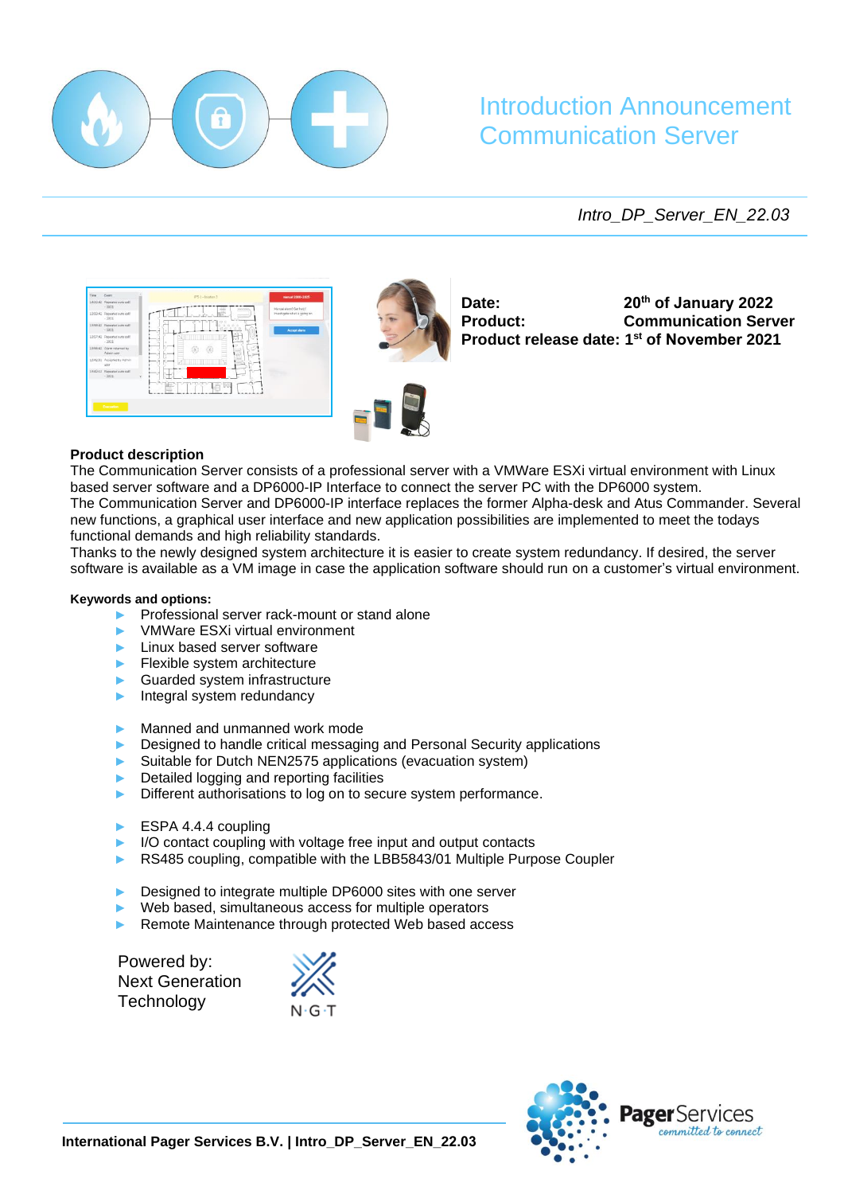# Introduction Announcement Communication Server

*Intro_DP_Server_EN_22.03*

**Date:** 20th of January 2022
**Product:** Communication Server
**Product release date:** 1st of November 2021

**Product description**

The Communication Server consists of a professional server with a VMWare ESXi virtual environment with Linux based server software and a DP6000-IP Interface to connect the server PC with the DP6000 system.
The Communication Server and DP6000-IP interface replaces the former Alpha-desk and Atus Commander. Several new functions, a graphical user interface and new application possibilities are implemented to meet the todays functional demands and high reliability standards.
Thanks to the newly designed system architecture it is easier to create system redundancy. If desired, the server software is available as a VM image in case the application software should run on a customer's virtual environment.

**Keywords and options:**

- Professional server rack-mount or stand alone
- VMWare ESXi virtual environment
- Linux based server software
- Flexible system architecture
- Guarded system infrastructure
- Integral system redundancy

- Manned and unmanned work mode
- Designed to handle critical messaging and Personal Security applications
- Suitable for Dutch NEN2575 applications (evacuation system)
- Detailed logging and reporting facilities
- Different authorisations to log on to secure system performance.

- ESPA 4.4.4 coupling
- I/O contact coupling with voltage free input and output contacts
- RS485 coupling, compatible with the LBB5843/01 Multiple Purpose Coupler

- Designed to integrate multiple DP6000 sites with one server
- Web based, simultaneous access for multiple operators
- Remote Maintenance through protected Web based access

Powered by:
Next Generation
Technology

N·G·T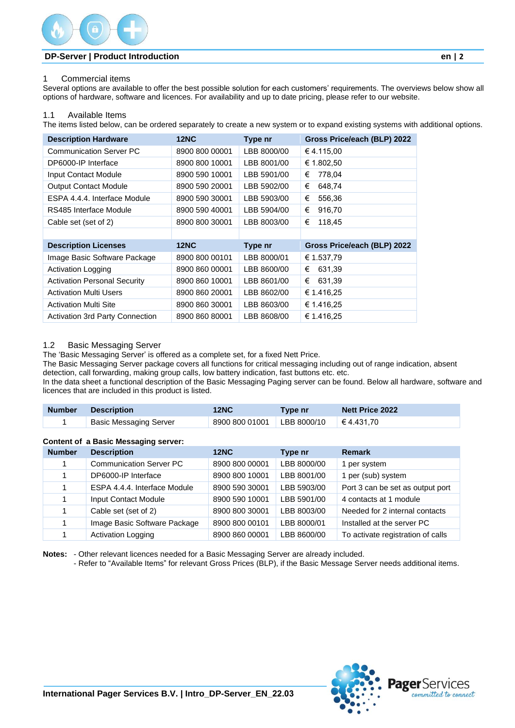# 1 Commercial items

Several options are available to offer the best possible solution for each customers' requirements. The overviews below show all options of hardware, software and licences. For availability and up to date pricing, please refer to our website.

## 1.1 Available Items

The items listed below, can be ordered separately to create a new system or to expand existing systems with additional options.

| Description Hardware | 12NC | Type nr | Gross Price/each (BLP) 2022 |
|---|---|---|---|
| Communication Server PC | 8900 800 00001 | LBB 8000/00 | € 4.115,00 |
| DP6000-IP Interface | 8900 800 10001 | LBB 8001/00 | € 1.802,50 |
| Input Contact Module | 8900 590 10001 | LBB 5901/00 | € 778,04 |
| Output Contact Module | 8900 590 20001 | LBB 5902/00 | € 648,74 |
| ESPA 4.4.4. Interface Module | 8900 590 30001 | LBB 5903/00 | € 556,36 |
| RS485 Interface Module | 8900 590 40001 | LBB 5904/00 | € 916,70 |
| Cable set (set of 2) | 8900 800 30001 | LBB 8003/00 | € 118,45 |
| | | | |
| **Description Licenses** | **12NC** | **Type nr** | **Gross Price/each (BLP) 2022** |
| Image Basic Software Package | 8900 800 00101 | LBB 8000/01 | € 1.537,79 |
| Activation Logging | 8900 860 00001 | LBB 8600/00 | € 631,39 |
| Activation Personal Security | 8900 860 10001 | LBB 8601/00 | € 631,39 |
| Activation Multi Users | 8900 860 20001 | LBB 8602/00 | € 1.416,25 |
| Activation Multi Site | 8900 860 30001 | LBB 8603/00 | € 1.416,25 |
| Activation 3rd Party Connection | 8900 860 80001 | LBB 8608/00 | € 1.416,25 |

## 1.2 Basic Messaging Server

The 'Basic Messaging Server' is offered as a complete set, for a fixed Nett Price.
The Basic Messaging Server package covers all functions for critical messaging including out of range indication, absent detection, call forwarding, making group calls, low battery indication, fast buttons etc. etc.
In the data sheet a functional description of the Basic Messaging Paging server can be found. Below all hardware, software and licences that are included in this product is listed.

| Number | Description | 12NC | Type nr | Nett Price 2022 |
|---|---|---|---|---|
| 1 | Basic Messaging Server | 8900 800 01001 | LBB 8000/10 | € 4.431,70 |

**Content of a Basic Messaging server:**

| Number | Description | 12NC | Type nr | Remark |
|---|---|---|---|---|
| 1 | Communication Server PC | 8900 800 00001 | LBB 8000/00 | 1 per system |
| 1 | DP6000-IP Interface | 8900 800 10001 | LBB 8001/00 | 1 per (sub) system |
| 1 | ESPA 4.4.4. Interface Module | 8900 590 30001 | LBB 5903/00 | Port 3 can be set as output port |
| 1 | Input Contact Module | 8900 590 10001 | LBB 5901/00 | 4 contacts at 1 module |
| 1 | Cable set (set of 2) | 8900 800 30001 | LBB 8003/00 | Needed for 2 internal contacts |
| 1 | Image Basic Software Package | 8900 800 00101 | LBB 8000/01 | Installed at the server PC |
| 1 | Activation Logging | 8900 860 00001 | LBB 8600/00 | To activate registration of calls |

**Notes:** - Other relevant licences needed for a Basic Messaging Server are already included.
- Refer to "Available Items" for relevant Gross Prices (BLP), if the Basic Message Server needs additional items.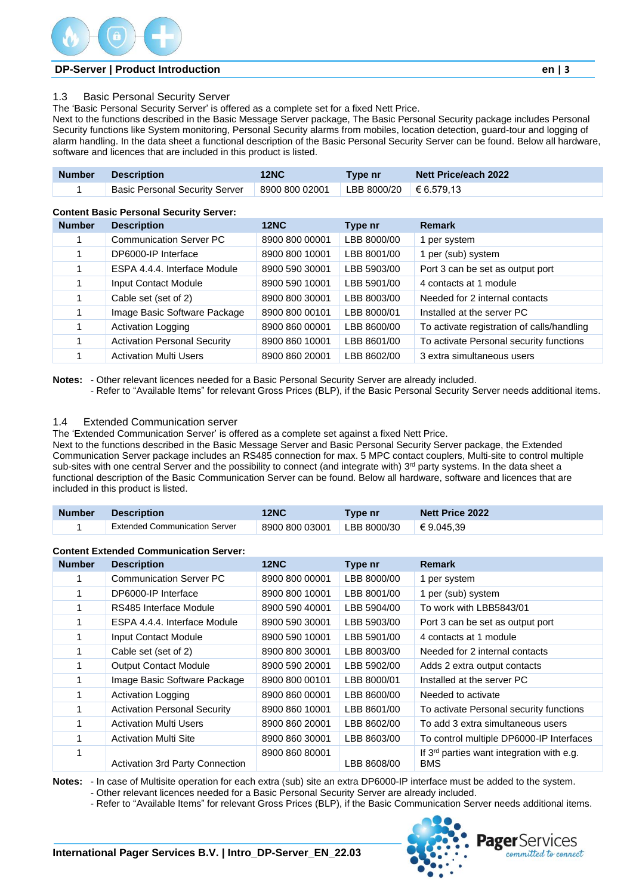## 1.3 Basic Personal Security Server

The 'Basic Personal Security Server' is offered as a complete set for a fixed Nett Price.
Next to the functions described in the Basic Message Server package, The Basic Personal Security package includes Personal Security functions like System monitoring, Personal Security alarms from mobiles, location detection, guard-tour and logging of alarm handling. In the data sheet a functional description of the Basic Personal Security Server can be found. Below all hardware, software and licences that are included in this product is listed.

| Number | Description | 12NC | Type nr | Nett Price/each 2022 |
|---|---|---|---|---|
| 1 | Basic Personal Security Server | 8900 800 02001 | LBB 8000/20 | € 6.579,13 |

**Content Basic Personal Security Server:**

| Number | Description | 12NC | Type nr | Remark |
|---|---|---|---|---|
| 1 | Communication Server PC | 8900 800 00001 | LBB 8000/00 | 1 per system |
| 1 | DP6000-IP Interface | 8900 800 10001 | LBB 8001/00 | 1 per (sub) system |
| 1 | ESPA 4.4.4. Interface Module | 8900 590 30001 | LBB 5903/00 | Port 3 can be set as output port |
| 1 | Input Contact Module | 8900 590 10001 | LBB 5901/00 | 4 contacts at 1 module |
| 1 | Cable set (set of 2) | 8900 800 30001 | LBB 8003/00 | Needed for 2 internal contacts |
| 1 | Image Basic Software Package | 8900 800 00101 | LBB 8000/01 | Installed at the server PC |
| 1 | Activation Logging | 8900 860 00001 | LBB 8600/00 | To activate registration of calls/handling |
| 1 | Activation Personal Security | 8900 860 10001 | LBB 8601/00 | To activate Personal security functions |
| 1 | Activation Multi Users | 8900 860 20001 | LBB 8602/00 | 3 extra simultaneous users |

**Notes:** - Other relevant licences needed for a Basic Personal Security Server are already included.
- Refer to "Available Items" for relevant Gross Prices (BLP), if the Basic Personal Security Server needs additional items.

## 1.4 Extended Communication server

The 'Extended Communication Server' is offered as a complete set against a fixed Nett Price.
Next to the functions described in the Basic Message Server and Basic Personal Security Server package, the Extended Communication Server package includes an RS485 connection for max. 5 MPC contact couplers, Multi-site to control multiple sub-sites with one central Server and the possibility to connect (and integrate with) 3rd party systems. In the data sheet a functional description of the Basic Communication Server can be found. Below all hardware, software and licences that are included in this product is listed.

| Number | Description | 12NC | Type nr | Nett Price 2022 |
|---|---|---|---|---|
| 1 | Extended Communication Server | 8900 800 03001 | LBB 8000/30 | € 9.045,39 |

**Content Extended Communication Server:**

| Number | Description | 12NC | Type nr | Remark |
|---|---|---|---|---|
| 1 | Communication Server PC | 8900 800 00001 | LBB 8000/00 | 1 per system |
| 1 | DP6000-IP Interface | 8900 800 10001 | LBB 8001/00 | 1 per (sub) system |
| 1 | RS485 Interface Module | 8900 590 40001 | LBB 5904/00 | To work with LBB5843/01 |
| 1 | ESPA 4.4.4. Interface Module | 8900 590 30001 | LBB 5903/00 | Port 3 can be set as output port |
| 1 | Input Contact Module | 8900 590 10001 | LBB 5901/00 | 4 contacts at 1 module |
| 1 | Cable set (set of 2) | 8900 800 30001 | LBB 8003/00 | Needed for 2 internal contacts |
| 1 | Output Contact Module | 8900 590 20001 | LBB 5902/00 | Adds 2 extra output contacts |
| 1 | Image Basic Software Package | 8900 800 00101 | LBB 8000/01 | Installed at the server PC |
| 1 | Activation Logging | 8900 860 00001 | LBB 8600/00 | Needed to activate |
| 1 | Activation Personal Security | 8900 860 10001 | LBB 8601/00 | To activate Personal security functions |
| 1 | Activation Multi Users | 8900 860 20001 | LBB 8602/00 | To add 3 extra simultaneous users |
| 1 | Activation Multi Site | 8900 860 30001 | LBB 8603/00 | To control multiple DP6000-IP Interfaces |
| 1 | Activation 3rd Party Connection | 8900 860 80001 | LBB 8608/00 | If 3rd parties want integration with e.g. BMS |

**Notes:** - In case of Multisite for each extra (sub) site an extra DP6000-IP interface must be added to the system.
- Other relevant licences needed for a Basic Personal Security Server are already included.
- Refer to "Available Items" for relevant Gross Prices (BLP), if the Basic Communication Server needs additional items.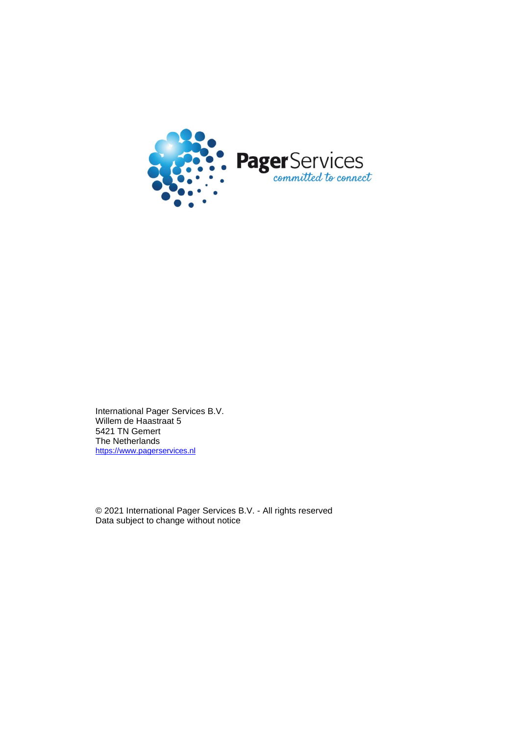PagerServices
committed to connect

International Pager Services B.V.
Willem de Haastraat 5
5421 TN Gemert
The Netherlands
https://www.pagerservices.nl

© 2021 International Pager Services B.V. - All rights reserved
Data subject to change without notice